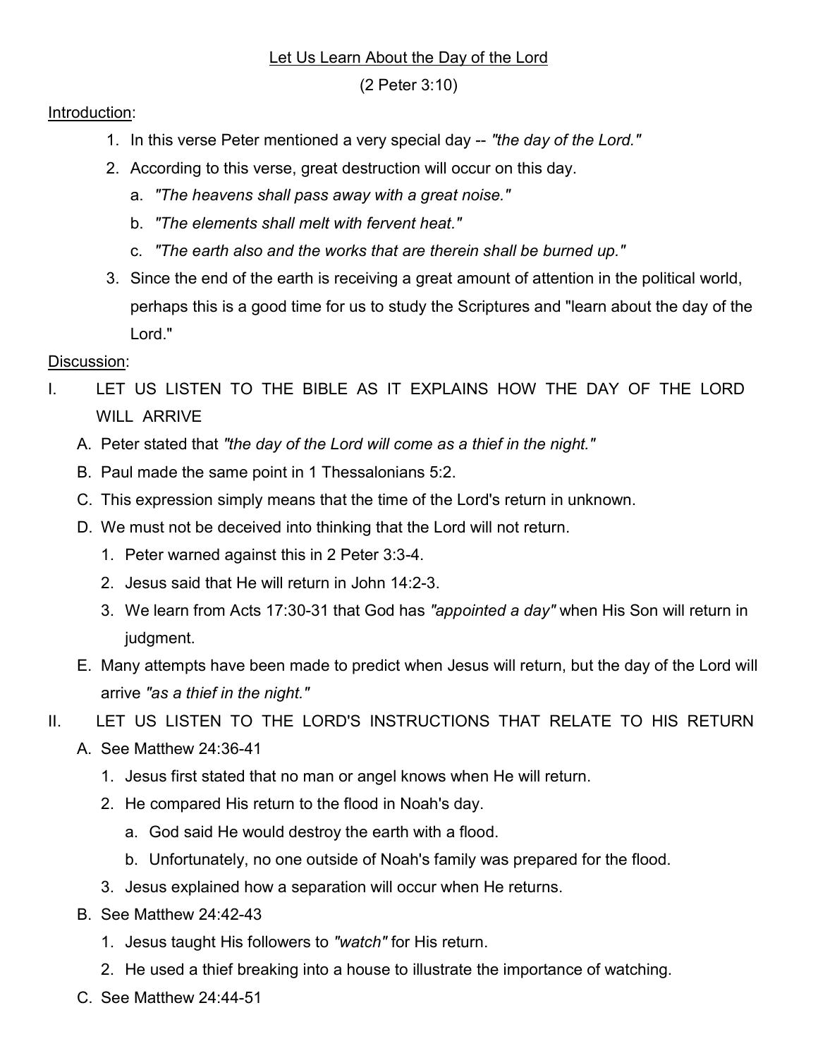# Let Us Learn About the Day of the Lord

(2 Peter 3:10)

Introduction:

1. In this verse Peter mentioned a very special day -- *"the day of the Lord."*
2. According to this verse, great destruction will occur on this day.
   a. *"The heavens shall pass away with a great noise."*
   b. *"The elements shall melt with fervent heat."*
   c. *"The earth also and the works that are therein shall be burned up."*
3. Since the end of the earth is receiving a great amount of attention in the political world, perhaps this is a good time for us to study the Scriptures and "learn about the day of the Lord."

Discussion:

I. LET US LISTEN TO THE BIBLE AS IT EXPLAINS HOW THE DAY OF THE LORD WILL ARRIVE
   A. Peter stated that *"the day of the Lord will come as a thief in the night."*
   B. Paul made the same point in 1 Thessalonians 5:2.
   C. This expression simply means that the time of the Lord's return in unknown.
   D. We must not be deceived into thinking that the Lord will not return.
      1. Peter warned against this in 2 Peter 3:3-4.
      2. Jesus said that He will return in John 14:2-3.
      3. We learn from Acts 17:30-31 that God has *"appointed a day"* when His Son will return in judgment.
   E. Many attempts have been made to predict when Jesus will return, but the day of the Lord will arrive *"as a thief in the night."*

II. LET US LISTEN TO THE LORD'S INSTRUCTIONS THAT RELATE TO HIS RETURN
   A. See Matthew 24:36-41
      1. Jesus first stated that no man or angel knows when He will return.
      2. He compared His return to the flood in Noah's day.
         a. God said He would destroy the earth with a flood.
         b. Unfortunately, no one outside of Noah's family was prepared for the flood.
      3. Jesus explained how a separation will occur when He returns.
   B. See Matthew 24:42-43
      1. Jesus taught His followers to *"watch"* for His return.
      2. He used a thief breaking into a house to illustrate the importance of watching.
   C. See Matthew 24:44-51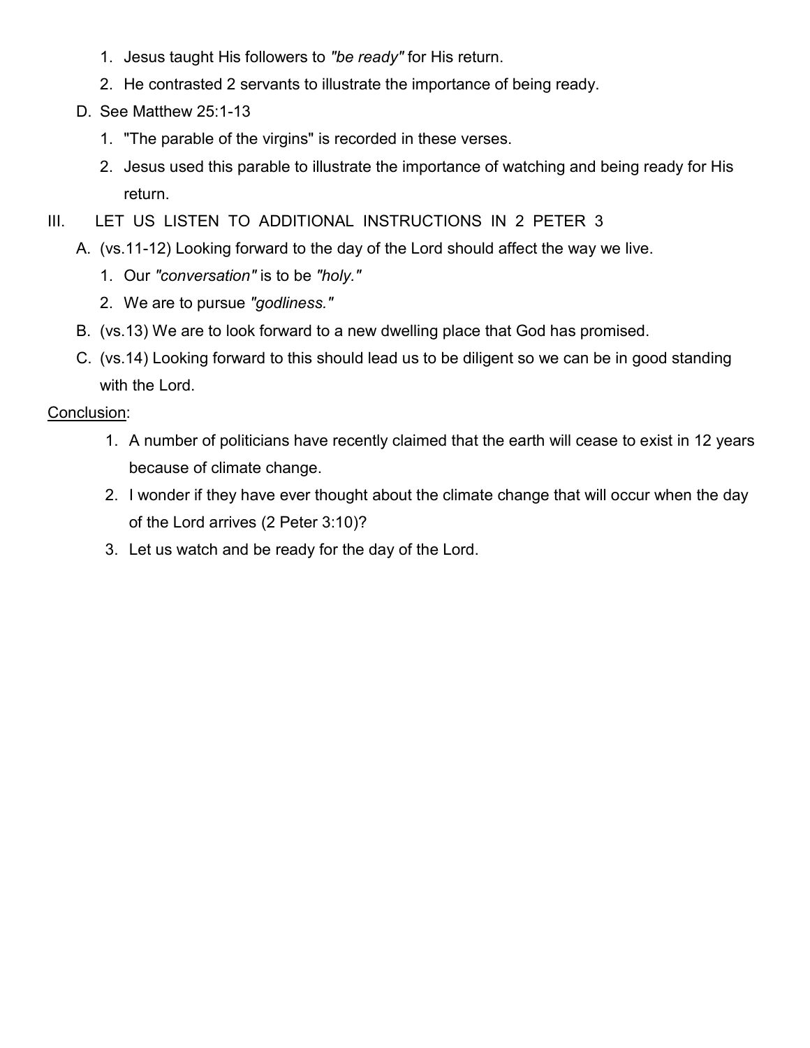1. Jesus taught His followers to *"be ready"* for His return.
2. He contrasted 2 servants to illustrate the importance of being ready.

D. See Matthew 25:1-13

1. "The parable of the virgins" is recorded in these verses.
2. Jesus used this parable to illustrate the importance of watching and being ready for His return.

III. LET US LISTEN TO ADDITIONAL INSTRUCTIONS IN 2 PETER 3

A. (vs.11-12) Looking forward to the day of the Lord should affect the way we live.

1. Our *"conversation"* is to be *"holy."*
2. We are to pursue *"godliness."*

B. (vs.13) We are to look forward to a new dwelling place that God has promised.

C. (vs.14) Looking forward to this should lead us to be diligent so we can be in good standing with the Lord.

<u>Conclusion</u>:

1. A number of politicians have recently claimed that the earth will cease to exist in 12 years because of climate change.
2. I wonder if they have ever thought about the climate change that will occur when the day of the Lord arrives (2 Peter 3:10)?
3. Let us watch and be ready for the day of the Lord.